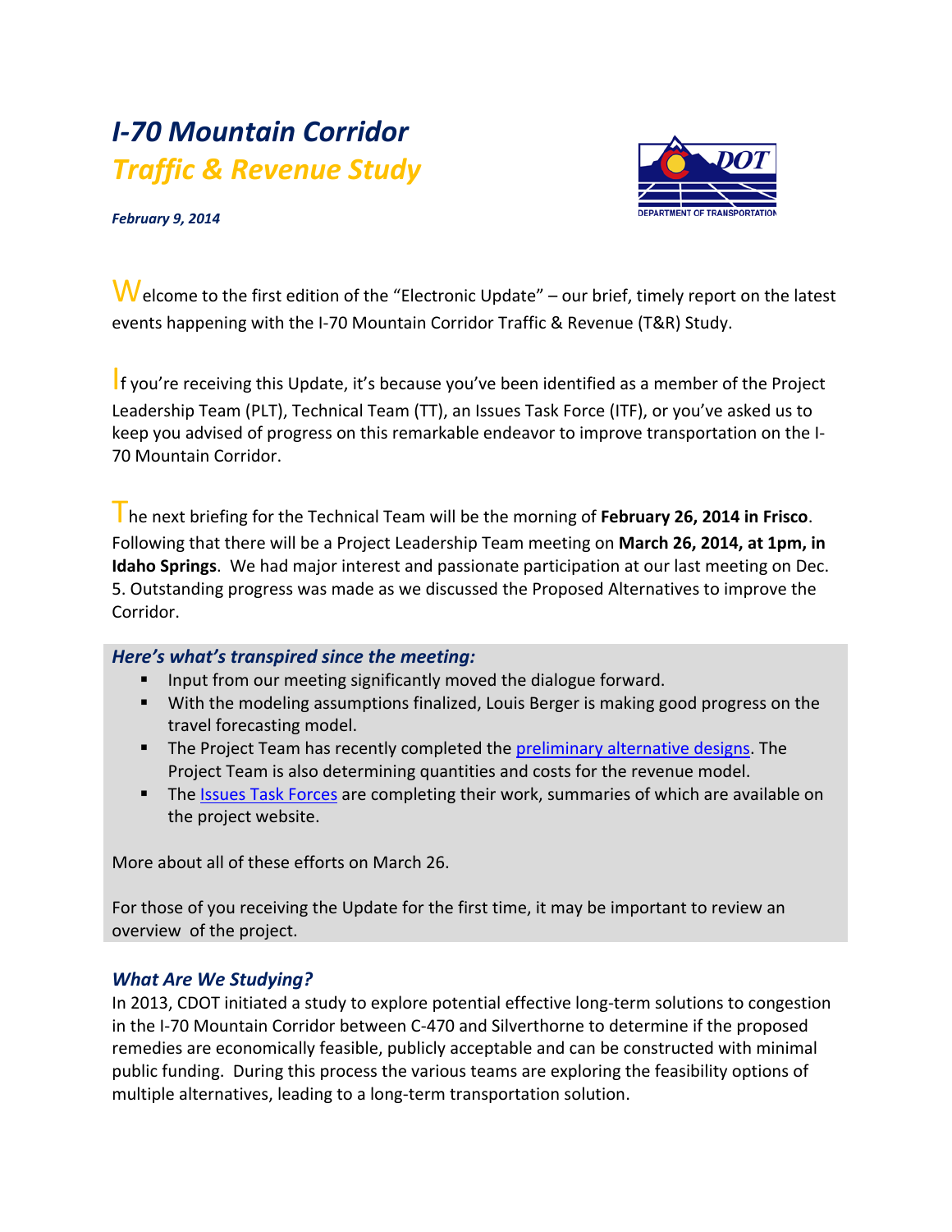# *I-70 Mountain Corridor*
## *Traffic & Revenue Study*

***February 9, 2014***

Welcome to the first edition of the "Electronic Update" – our brief, timely report on the latest events happening with the I-70 Mountain Corridor Traffic & Revenue (T&R) Study.

If you're receiving this Update, it's because you've been identified as a member of the Project Leadership Team (PLT), Technical Team (TT), an Issues Task Force (ITF), or you've asked us to keep you advised of progress on this remarkable endeavor to improve transportation on the I-70 Mountain Corridor.

The next briefing for the Technical Team will be the morning of **February 26, 2014 in Frisco**. Following that there will be a Project Leadership Team meeting on **March 26, 2014, at 1pm, in Idaho Springs**. We had major interest and passionate participation at our last meeting on Dec. 5. Outstanding progress was made as we discussed the Proposed Alternatives to improve the Corridor.

### *Here's what's transpired since the meeting:*

- Input from our meeting significantly moved the dialogue forward.
- With the modeling assumptions finalized, Louis Berger is making good progress on the travel forecasting model.
- The Project Team has recently completed the preliminary alternative designs. The Project Team is also determining quantities and costs for the revenue model.
- The Issues Task Forces are completing their work, summaries of which are available on the project website.

More about all of these efforts on March 26.

For those of you receiving the Update for the first time, it may be important to review an overview of the project.

### *What Are We Studying?*

In 2013, CDOT initiated a study to explore potential effective long-term solutions to congestion in the I-70 Mountain Corridor between C-470 and Silverthorne to determine if the proposed remedies are economically feasible, publicly acceptable and can be constructed with minimal public funding. During this process the various teams are exploring the feasibility options of multiple alternatives, leading to a long-term transportation solution.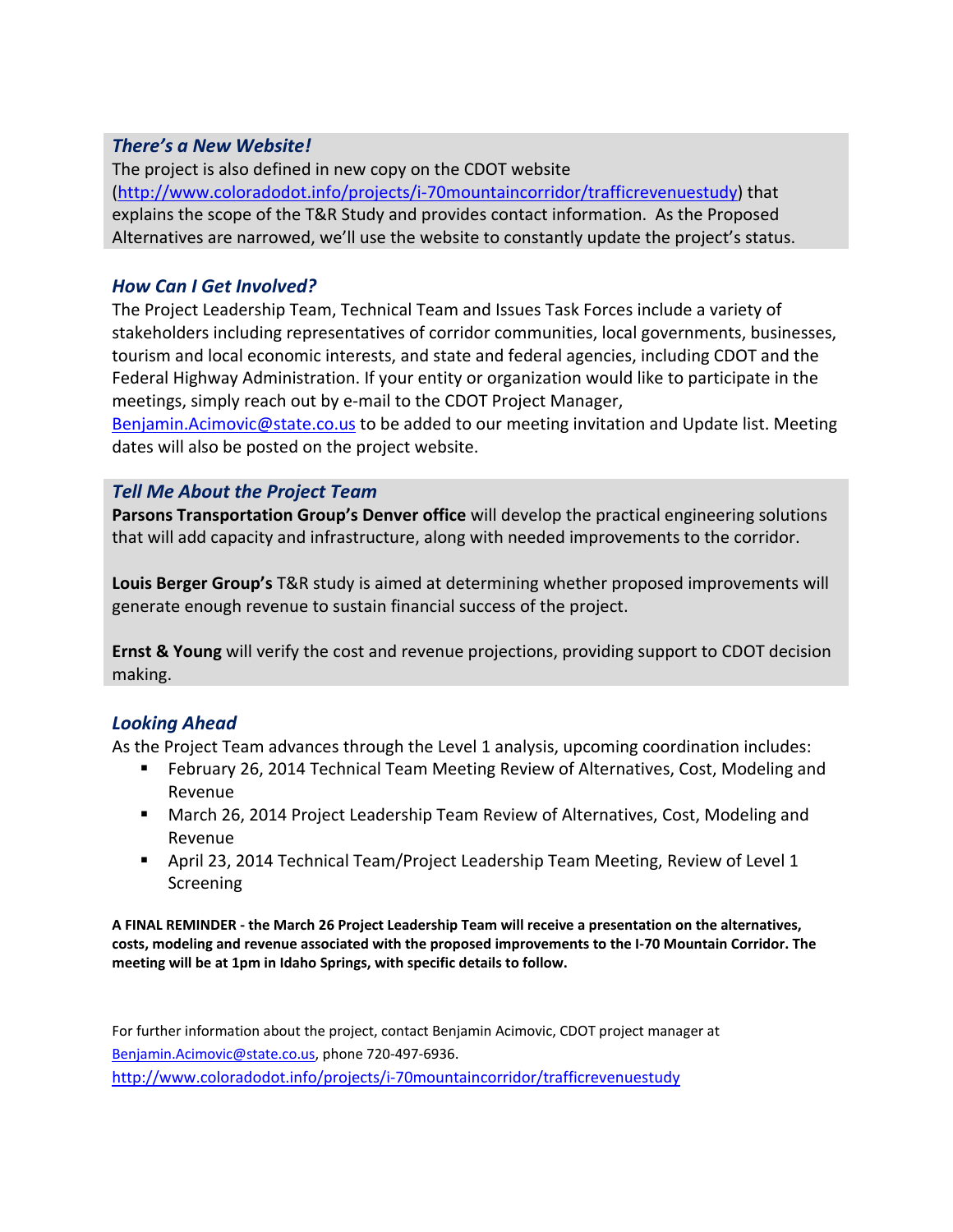### *There's a New Website!*

The project is also defined in new copy on the CDOT website (http://www.coloradodot.info/projects/i-70mountaincorridor/trafficrevenuestudy) that explains the scope of the T&R Study and provides contact information. As the Proposed Alternatives are narrowed, we'll use the website to constantly update the project's status.

### *How Can I Get Involved?*

The Project Leadership Team, Technical Team and Issues Task Forces include a variety of stakeholders including representatives of corridor communities, local governments, businesses, tourism and local economic interests, and state and federal agencies, including CDOT and the Federal Highway Administration. If your entity or organization would like to participate in the meetings, simply reach out by e-mail to the CDOT Project Manager, Benjamin.Acimovic@state.co.us to be added to our meeting invitation and Update list. Meeting dates will also be posted on the project website.

### *Tell Me About the Project Team*

**Parsons Transportation Group's Denver office** will develop the practical engineering solutions that will add capacity and infrastructure, along with needed improvements to the corridor.

**Louis Berger Group's** T&R study is aimed at determining whether proposed improvements will generate enough revenue to sustain financial success of the project.

**Ernst & Young** will verify the cost and revenue projections, providing support to CDOT decision making.

### *Looking Ahead*

As the Project Team advances through the Level 1 analysis, upcoming coordination includes:

- February 26, 2014 Technical Team Meeting Review of Alternatives, Cost, Modeling and Revenue
- March 26, 2014 Project Leadership Team Review of Alternatives, Cost, Modeling and Revenue
- April 23, 2014 Technical Team/Project Leadership Team Meeting, Review of Level 1 Screening

**A FINAL REMINDER - the March 26 Project Leadership Team will receive a presentation on the alternatives, costs, modeling and revenue associated with the proposed improvements to the I-70 Mountain Corridor. The meeting will be at 1pm in Idaho Springs, with specific details to follow.**

For further information about the project, contact Benjamin Acimovic, CDOT project manager at Benjamin.Acimovic@state.co.us, phone 720-497-6936.
http://www.coloradodot.info/projects/i-70mountaincorridor/trafficrevenuestudy